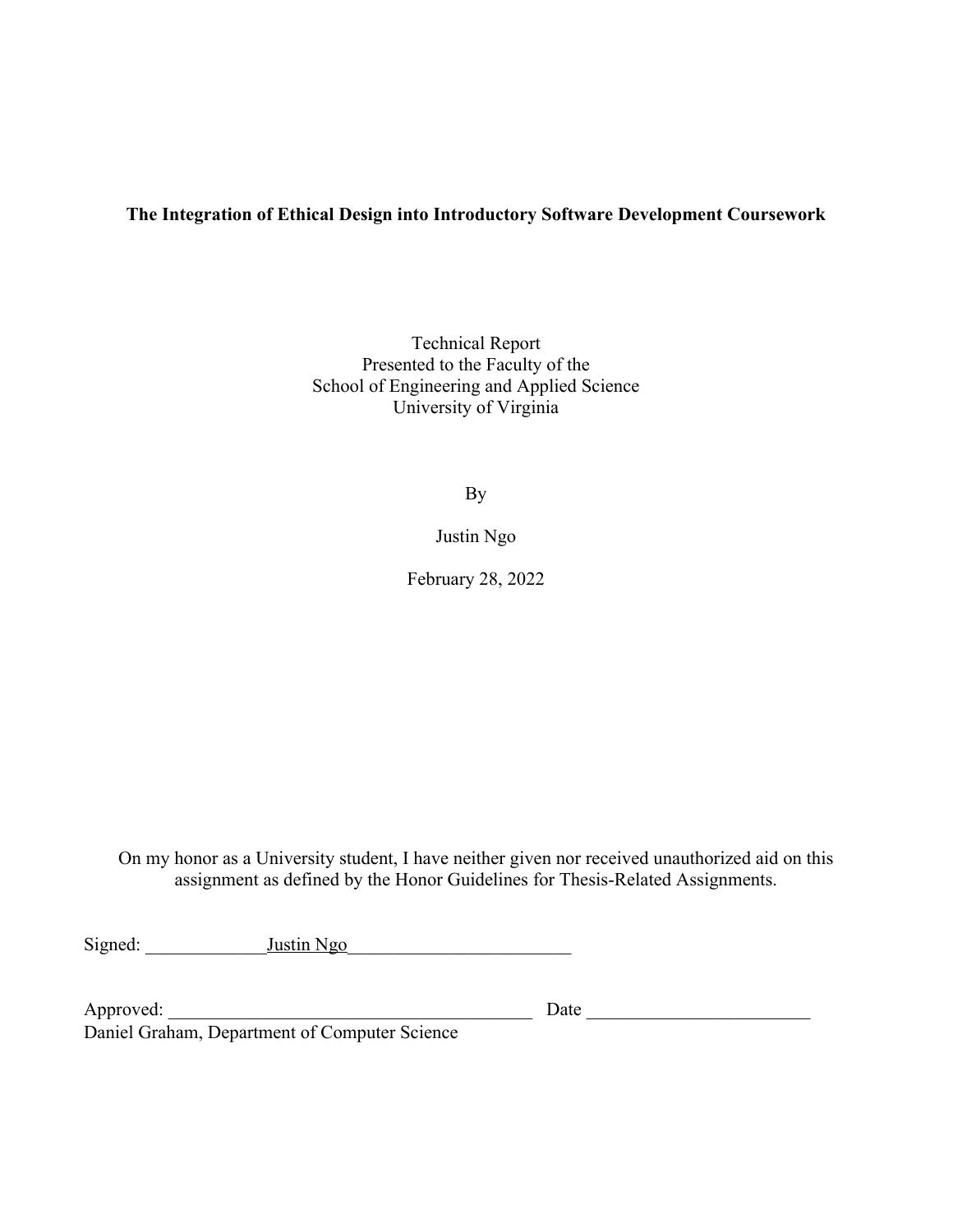**The Integration of Ethical Design into Introductory Software Development Coursework**

Technical Report
Presented to the Faculty of the
School of Engineering and Applied Science
University of Virginia

By

Justin Ngo

February 28, 2022

On my honor as a University student, I have neither given nor received unauthorized aid on this assignment as defined by the Honor Guidelines for Thesis-Related Assignments.

Signed: _____________Justin Ngo________________________

Approved: _______________________________________ Date ________________________
Daniel Graham, Department of Computer Science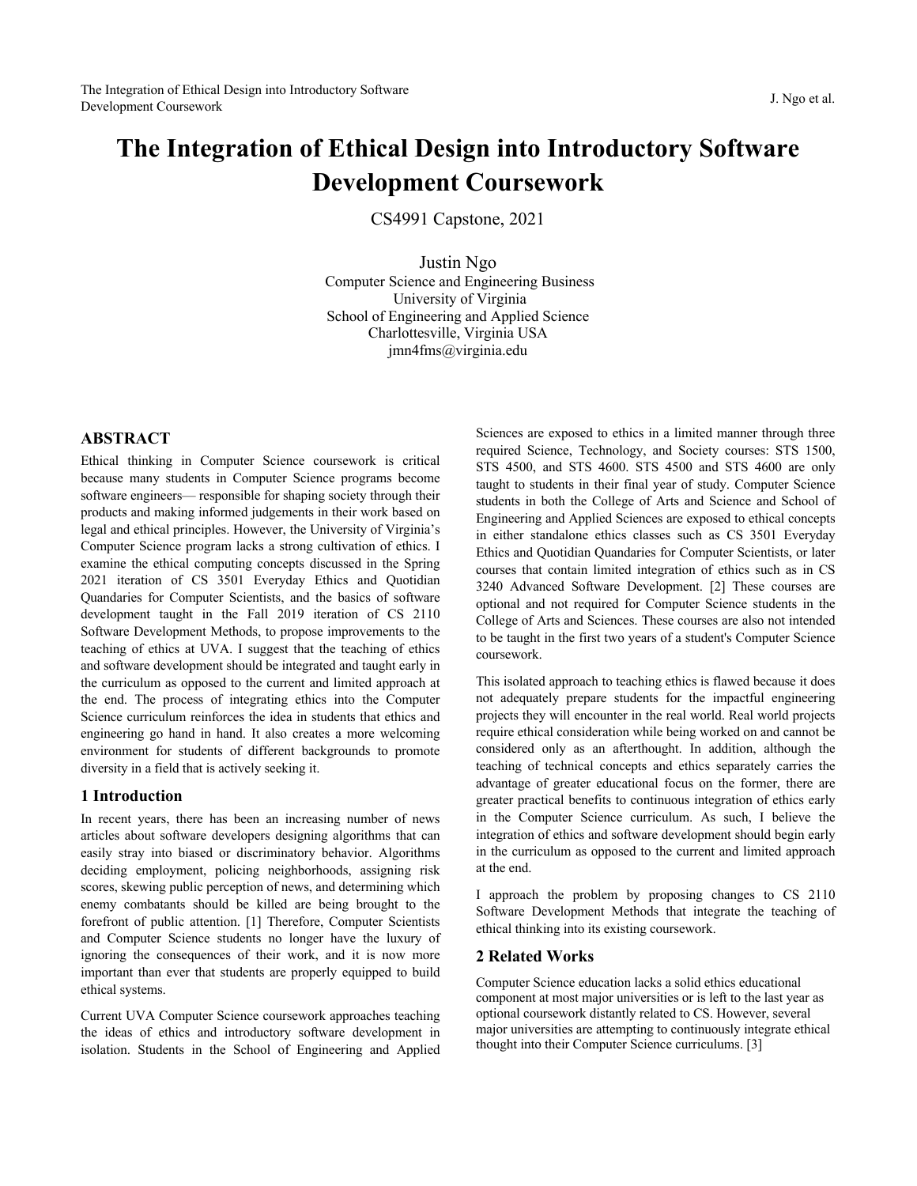# The Integration of Ethical Design into Introductory Software Development Coursework

CS4991 Capstone, 2021

Justin Ngo
Computer Science and Engineering Business
University of Virginia
School of Engineering and Applied Science
Charlottesville, Virginia USA
jmn4fms@virginia.edu

## ABSTRACT

Ethical thinking in Computer Science coursework is critical because many students in Computer Science programs become software engineers— responsible for shaping society through their products and making informed judgements in their work based on legal and ethical principles. However, the University of Virginia's Computer Science program lacks a strong cultivation of ethics. I examine the ethical computing concepts discussed in the Spring 2021 iteration of CS 3501 Everyday Ethics and Quotidian Quandaries for Computer Scientists, and the basics of software development taught in the Fall 2019 iteration of CS 2110 Software Development Methods, to propose improvements to the teaching of ethics at UVA. I suggest that the teaching of ethics and software development should be integrated and taught early in the curriculum as opposed to the current and limited approach at the end. The process of integrating ethics into the Computer Science curriculum reinforces the idea in students that ethics and engineering go hand in hand. It also creates a more welcoming environment for students of different backgrounds to promote diversity in a field that is actively seeking it.

## 1 Introduction

In recent years, there has been an increasing number of news articles about software developers designing algorithms that can easily stray into biased or discriminatory behavior. Algorithms deciding employment, policing neighborhoods, assigning risk scores, skewing public perception of news, and determining which enemy combatants should be killed are being brought to the forefront of public attention. [1] Therefore, Computer Scientists and Computer Science students no longer have the luxury of ignoring the consequences of their work, and it is now more important than ever that students are properly equipped to build ethical systems.

Current UVA Computer Science coursework approaches teaching the ideas of ethics and introductory software development in isolation. Students in the School of Engineering and Applied Sciences are exposed to ethics in a limited manner through three required Science, Technology, and Society courses: STS 1500, STS 4500, and STS 4600. STS 4500 and STS 4600 are only taught to students in their final year of study. Computer Science students in both the College of Arts and Science and School of Engineering and Applied Sciences are exposed to ethical concepts in either standalone ethics classes such as CS 3501 Everyday Ethics and Quotidian Quandaries for Computer Scientists, or later courses that contain limited integration of ethics such as in CS 3240 Advanced Software Development. [2] These courses are optional and not required for Computer Science students in the College of Arts and Sciences. These courses are also not intended to be taught in the first two years of a student's Computer Science coursework.

This isolated approach to teaching ethics is flawed because it does not adequately prepare students for the impactful engineering projects they will encounter in the real world. Real world projects require ethical consideration while being worked on and cannot be considered only as an afterthought. In addition, although the teaching of technical concepts and ethics separately carries the advantage of greater educational focus on the former, there are greater practical benefits to continuous integration of ethics early in the Computer Science curriculum. As such, I believe the integration of ethics and software development should begin early in the curriculum as opposed to the current and limited approach at the end.

I approach the problem by proposing changes to CS 2110 Software Development Methods that integrate the teaching of ethical thinking into its existing coursework.

## 2 Related Works

Computer Science education lacks a solid ethics educational component at most major universities or is left to the last year as optional coursework distantly related to CS. However, several major universities are attempting to continuously integrate ethical thought into their Computer Science curriculums. [3]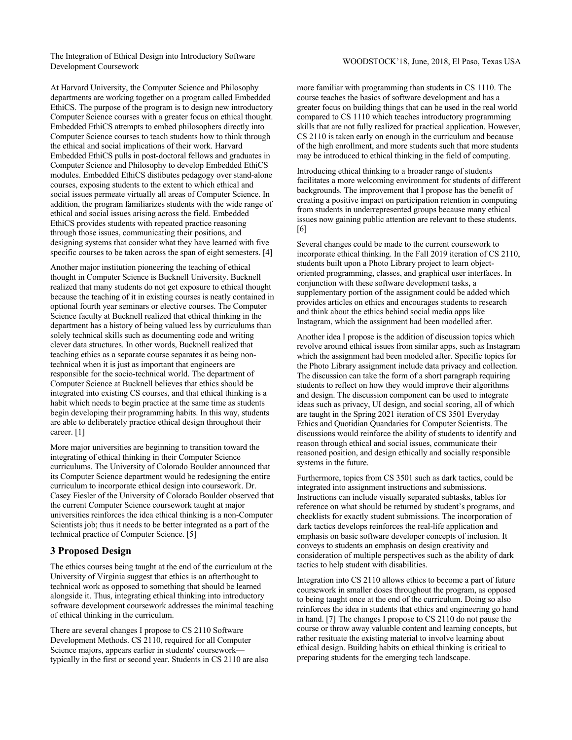At Harvard University, the Computer Science and Philosophy departments are working together on a program called Embedded EthiCS. The purpose of the program is to design new introductory Computer Science courses with a greater focus on ethical thought. Embedded EthiCS attempts to embed philosophers directly into Computer Science courses to teach students how to think through the ethical and social implications of their work. Harvard Embedded EthiCS pulls in post-doctoral fellows and graduates in Computer Science and Philosophy to develop Embedded EthiCS modules. Embedded EthiCS distibutes pedagogy over stand-alone courses, exposing students to the extent to which ethical and social issues permeate virtually all areas of Computer Science. In addition, the program familiarizes students with the wide range of ethical and social issues arising across the field. Embedded EthiCS provides students with repeated practice reasoning through those issues, communicating their positions, and designing systems that consider what they have learned with five specific courses to be taken across the span of eight semesters. [4]

Another major institution pioneering the teaching of ethical thought in Computer Science is Bucknell University. Bucknell realized that many students do not get exposure to ethical thought because the teaching of it in existing courses is neatly contained in optional fourth year seminars or elective courses. The Computer Science faculty at Bucknell realized that ethical thinking in the department has a history of being valued less by curriculums than solely technical skills such as documenting code and writing clever data structures. In other words, Bucknell realized that teaching ethics as a separate course separates it as being non-technical when it is just as important that engineers are responsible for the socio-technical world. The department of Computer Science at Bucknell believes that ethics should be integrated into existing CS courses, and that ethical thinking is a habit which needs to begin practice at the same time as students begin developing their programming habits. In this way, students are able to deliberately practice ethical design throughout their career. [1]

More major universities are beginning to transition toward the integrating of ethical thinking in their Computer Science curriculums. The University of Colorado Boulder announced that its Computer Science department would be redesigning the entire curriculum to incorporate ethical design into coursework. Dr. Casey Fiesler of the University of Colorado Boulder observed that the current Computer Science coursework taught at major universities reinforces the idea ethical thinking is a non-Computer Scientists job; thus it needs to be better integrated as a part of the technical practice of Computer Science. [5]

## 3 Proposed Design

The ethics courses being taught at the end of the curriculum at the University of Virginia suggest that ethics is an afterthought to technical work as opposed to something that should be learned alongside it. Thus, integrating ethical thinking into introductory software development coursework addresses the minimal teaching of ethical thinking in the curriculum.

There are several changes I propose to CS 2110 Software Development Methods. CS 2110, required for all Computer Science majors, appears earlier in students' coursework—typically in the first or second year. Students in CS 2110 are also more familiar with programming than students in CS 1110. The course teaches the basics of software development and has a greater focus on building things that can be used in the real world compared to CS 1110 which teaches introductory programming skills that are not fully realized for practical application. However, CS 2110 is taken early on enough in the curriculum and because of the high enrollment, and more students such that more students may be introduced to ethical thinking in the field of computing.

Introducing ethical thinking to a broader range of students facilitates a more welcoming environment for students of different backgrounds. The improvement that I propose has the benefit of creating a positive impact on participation retention in computing from students in underrepresented groups because many ethical issues now gaining public attention are relevant to these students. [6]

Several changes could be made to the current coursework to incorporate ethical thinking. In the Fall 2019 iteration of CS 2110, students built upon a Photo Library project to learn object-oriented programming, classes, and graphical user interfaces. In conjunction with these software development tasks, a supplementary portion of the assignment could be added which provides articles on ethics and encourages students to research and think about the ethics behind social media apps like Instagram, which the assignment had been modelled after.

Another idea I propose is the addition of discussion topics which revolve around ethical issues from similar apps, such as Instagram which the assignment had been modeled after. Specific topics for the Photo Library assignment include data privacy and collection. The discussion can take the form of a short paragraph requiring students to reflect on how they would improve their algorithms and design. The discussion component can be used to integrate ideas such as privacy, UI design, and social scoring, all of which are taught in the Spring 2021 iteration of CS 3501 Everyday Ethics and Quotidian Quandaries for Computer Scientists. The discussions would reinforce the ability of students to identify and reason through ethical and social issues, communicate their reasoned position, and design ethically and socially responsible systems in the future.

Furthermore, topics from CS 3501 such as dark tactics, could be integrated into assignment instructions and submissions. Instructions can include visually separated subtasks, tables for reference on what should be returned by student's programs, and checklists for exactly student submissions. The incorporation of dark tactics develops reinforces the real-life application and emphasis on basic software developer concepts of inclusion. It conveys to students an emphasis on design creativity and consideration of multiple perspectives such as the ability of dark tactics to help student with disabilities.

Integration into CS 2110 allows ethics to become a part of future coursework in smaller doses throughout the program, as opposed to being taught once at the end of the curriculum. Doing so also reinforces the idea in students that ethics and engineering go hand in hand. [7] The changes I propose to CS 2110 do not pause the course or throw away valuable content and learning concepts, but rather resituate the existing material to involve learning about ethical design. Building habits on ethical thinking is critical to preparing students for the emerging tech landscape.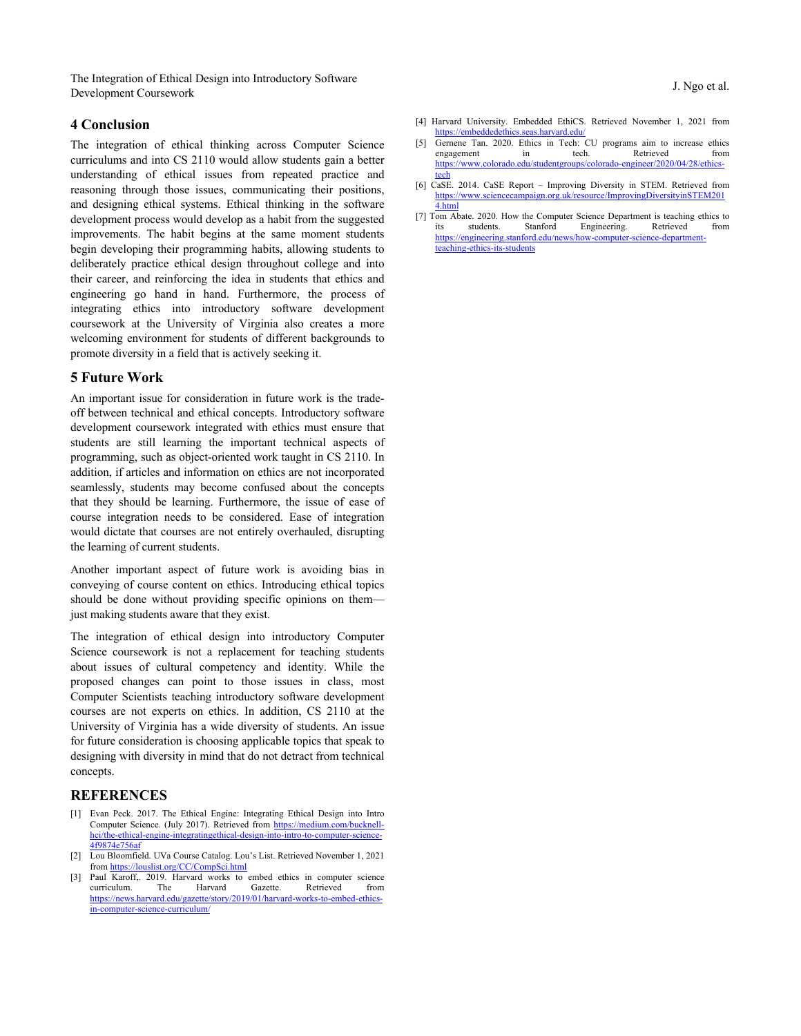## 4 Conclusion

The integration of ethical thinking across Computer Science curriculums and into CS 2110 would allow students gain a better understanding of ethical issues from repeated practice and reasoning through those issues, communicating their positions, and designing ethical systems. Ethical thinking in the software development process would develop as a habit from the suggested improvements. The habit begins at the same moment students begin developing their programming habits, allowing students to deliberately practice ethical design throughout college and into their career, and reinforcing the idea in students that ethics and engineering go hand in hand. Furthermore, the process of integrating ethics into introductory software development coursework at the University of Virginia also creates a more welcoming environment for students of different backgrounds to promote diversity in a field that is actively seeking it.

## 5 Future Work

An important issue for consideration in future work is the trade-off between technical and ethical concepts. Introductory software development coursework integrated with ethics must ensure that students are still learning the important technical aspects of programming, such as object-oriented work taught in CS 2110. In addition, if articles and information on ethics are not incorporated seamlessly, students may become confused about the concepts that they should be learning. Furthermore, the issue of ease of course integration needs to be considered. Ease of integration would dictate that courses are not entirely overhauled, disrupting the learning of current students.

Another important aspect of future work is avoiding bias in conveying of course content on ethics. Introducing ethical topics should be done without providing specific opinions on them—just making students aware that they exist.

The integration of ethical design into introductory Computer Science coursework is not a replacement for teaching students about issues of cultural competency and identity. While the proposed changes can point to those issues in class, most Computer Scientists teaching introductory software development courses are not experts on ethics. In addition, CS 2110 at the University of Virginia has a wide diversity of students. An issue for future consideration is choosing applicable topics that speak to designing with diversity in mind that do not detract from technical concepts.

## REFERENCES

[1] Evan Peck. 2017. The Ethical Engine: Integrating Ethical Design into Intro Computer Science. (July 2017). Retrieved from https://medium.com/bucknell-hci/the-ethical-engine-integratingethical-design-into-intro-to-computer-science-4f9874e756af

[2] Lou Bloomfield. UVa Course Catalog. Lou's List. Retrieved November 1, 2021 from https://louslist.org/CC/CompSci.html

[3] Paul Karoff,. 2019. Harvard works to embed ethics in computer science curriculum. The Harvard Gazette. Retrieved from https://news.harvard.edu/gazette/story/2019/01/harvard-works-to-embed-ethics-in-computer-science-curriculum/

[4] Harvard University. Embedded EthiCS. Retrieved November 1, 2021 from https://embeddedethics.seas.harvard.edu/

[5] Gernene Tan. 2020. Ethics in Tech: CU programs aim to increase ethics engagement in tech. Retrieved from https://www.colorado.edu/studentgroups/colorado-engineer/2020/04/28/ethics-tech

[6] CaSE. 2014. CaSE Report – Improving Diversity in STEM. Retrieved from https://www.sciencecampaign.org.uk/resource/ImprovingDiversityinSTEM2014.html

[7] Tom Abate. 2020. How the Computer Science Department is teaching ethics to its students. Stanford Engineering. Retrieved from https://engineering.stanford.edu/news/how-computer-science-department-teaching-ethics-its-students